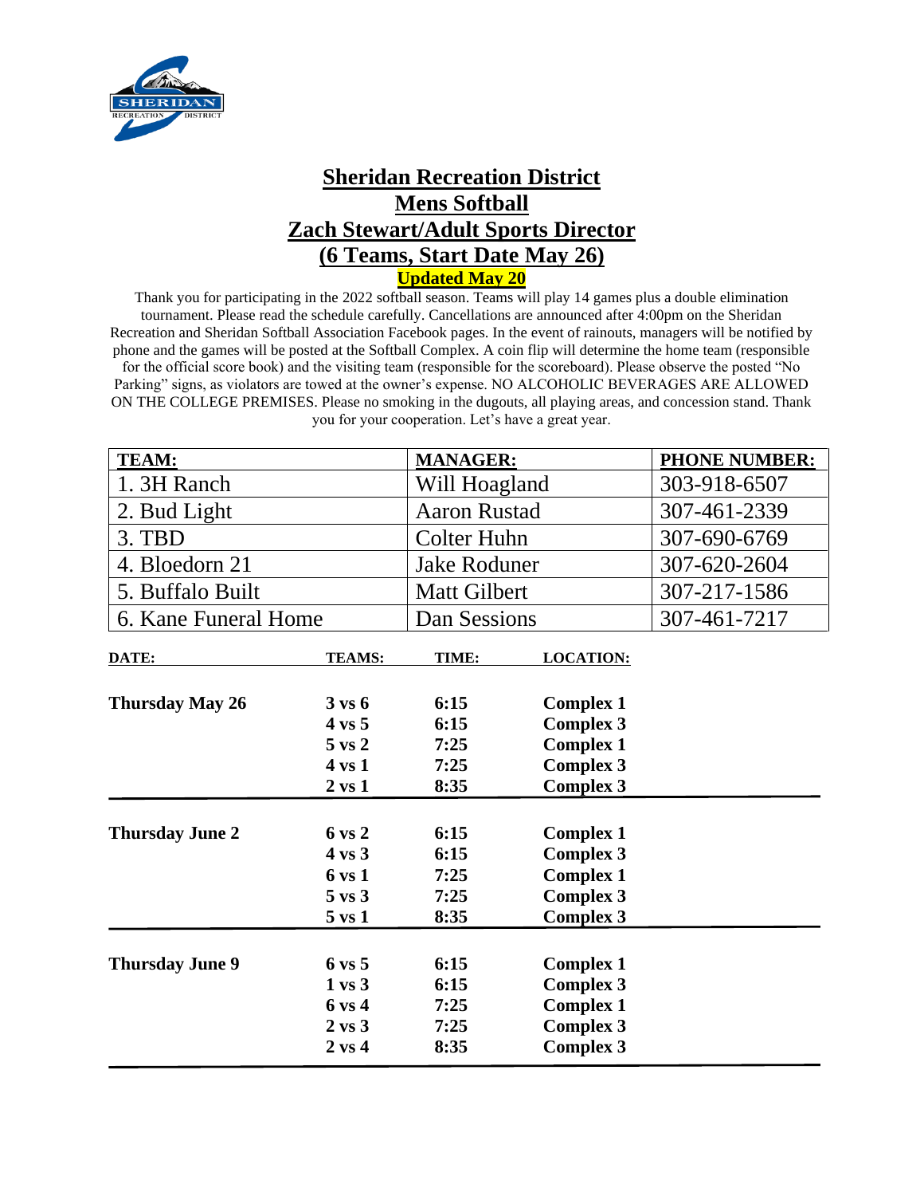# Sheridan Recreation District

## Mens Softball

## Zach Stewart/Adult Sports Director

## (6 Teams, Start Date May 26)

**Updated May 20**

Thank you for participating in the 2022 softball season. Teams will play 14 games plus a double elimination tournament. Please read the schedule carefully. Cancellations are announced after 4:00pm on the Sheridan Recreation and Sheridan Softball Association Facebook pages. In the event of rainouts, managers will be notified by phone and the games will be posted at the Softball Complex. A coin flip will determine the home team (responsible for the official score book) and the visiting team (responsible for the scoreboard). Please observe the posted "No Parking" signs, as violators are towed at the owner's expense. NO ALCOHOLIC BEVERAGES ARE ALLOWED ON THE COLLEGE PREMISES. Please no smoking in the dugouts, all playing areas, and concession stand. Thank you for your cooperation. Let's have a great year.

| TEAM: | MANAGER: | PHONE NUMBER: |
|---|---|---|
| 1. 3H Ranch | Will Hoagland | 303-918-6507 |
| 2. Bud Light | Aaron Rustad | 307-461-2339 |
| 3. TBD | Colter Huhn | 307-690-6769 |
| 4. Bloedorn 21 | Jake Roduner | 307-620-2604 |
| 5. Buffalo Built | Matt Gilbert | 307-217-1586 |
| 6. Kane Funeral Home | Dan Sessions | 307-461-7217 |

| DATE: | TEAMS: | TIME: | LOCATION: |
|---|---|---|---|
| **Thursday May 26** | **3 vs 6** | **6:15** | **Complex 1** |
| | **4 vs 5** | **6:15** | **Complex 3** |
| | **5 vs 2** | **7:25** | **Complex 1** |
| | **4 vs 1** | **7:25** | **Complex 3** |
| | **2 vs 1** | **8:35** | **Complex 3** |
| **Thursday June 2** | **6 vs 2** | **6:15** | **Complex 1** |
| | **4 vs 3** | **6:15** | **Complex 3** |
| | **6 vs 1** | **7:25** | **Complex 1** |
| | **5 vs 3** | **7:25** | **Complex 3** |
| | **5 vs 1** | **8:35** | **Complex 3** |
| **Thursday June 9** | **6 vs 5** | **6:15** | **Complex 1** |
| | **1 vs 3** | **6:15** | **Complex 3** |
| | **6 vs 4** | **7:25** | **Complex 1** |
| | **2 vs 3** | **7:25** | **Complex 3** |
| | **2 vs 4** | **8:35** | **Complex 3** |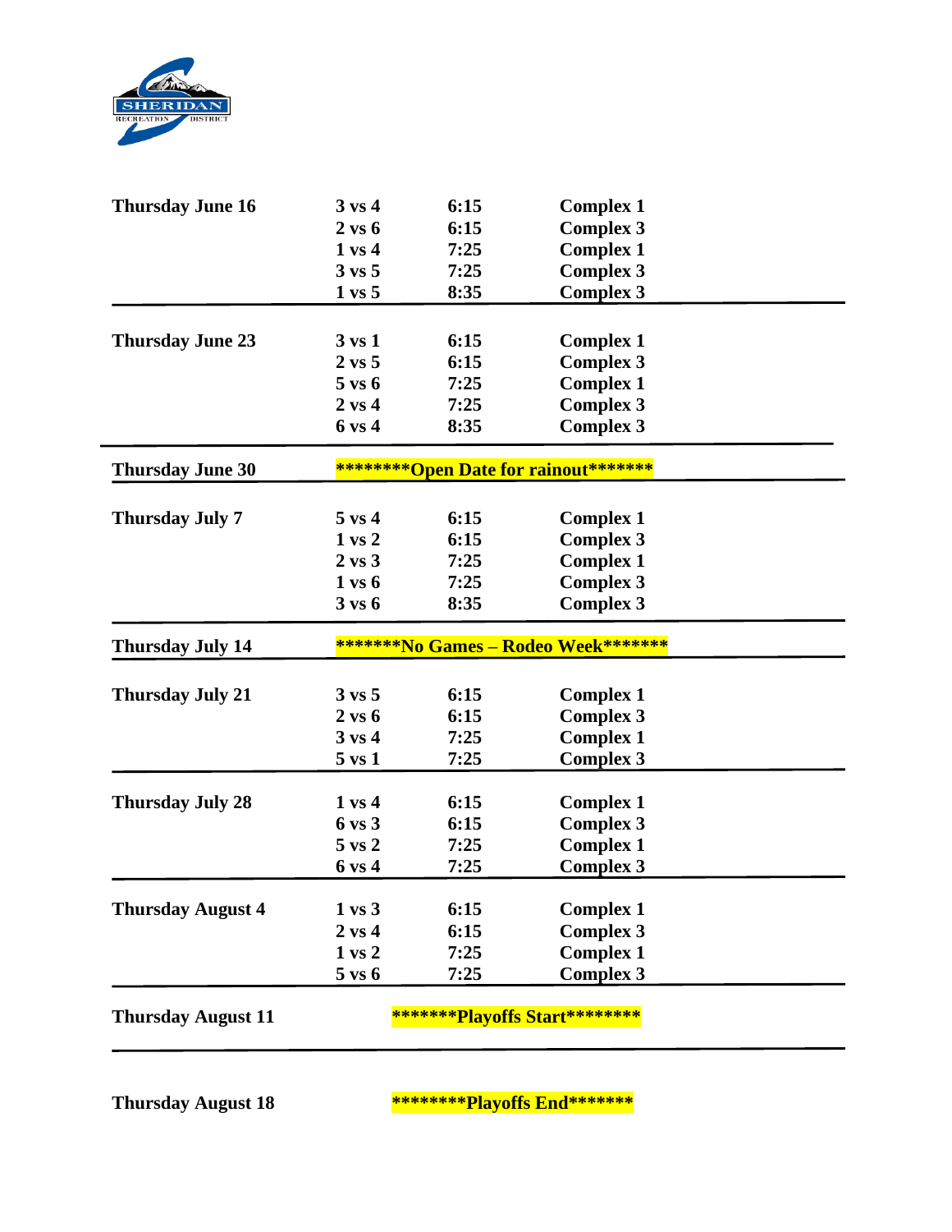| | | | |
|---|---|---|---|
| **Thursday June 16** | **3 vs 4** | **6:15** | **Complex 1** |
| | **2 vs 6** | **6:15** | **Complex 3** |
| | **1 vs 4** | **7:25** | **Complex 1** |
| | **3 vs 5** | **7:25** | **Complex 3** |
| | **1 vs 5** | **8:35** | **Complex 3** |
| **Thursday June 23** | **3 vs 1** | **6:15** | **Complex 1** |
| | **2 vs 5** | **6:15** | **Complex 3** |
| | **5 vs 6** | **7:25** | **Complex 1** |
| | **2 vs 4** | **7:25** | **Complex 3** |
| | **6 vs 4** | **8:35** | **Complex 3** |
| **Thursday June 30** | **********Open Date for rainout********* | | |
| **Thursday July 7** | **5 vs 4** | **6:15** | **Complex 1** |
| | **1 vs 2** | **6:15** | **Complex 3** |
| | **2 vs 3** | **7:25** | **Complex 1** |
| | **1 vs 6** | **7:25** | **Complex 3** |
| | **3 vs 6** | **8:35** | **Complex 3** |
| **Thursday July 14** | *********No Games – Rodeo Week********* | | |
| **Thursday July 21** | **3 vs 5** | **6:15** | **Complex 1** |
| | **2 vs 6** | **6:15** | **Complex 3** |
| | **3 vs 4** | **7:25** | **Complex 1** |
| | **5 vs 1** | **7:25** | **Complex 3** |
| **Thursday July 28** | **1 vs 4** | **6:15** | **Complex 1** |
| | **6 vs 3** | **6:15** | **Complex 3** |
| | **5 vs 2** | **7:25** | **Complex 1** |
| | **6 vs 4** | **7:25** | **Complex 3** |
| **Thursday August 4** | **1 vs 3** | **6:15** | **Complex 1** |
| | **2 vs 4** | **6:15** | **Complex 3** |
| | **1 vs 2** | **7:25** | **Complex 1** |
| | **5 vs 6** | **7:25** | **Complex 3** |
| **Thursday August 11** | *********Playoffs Start********** | | |
| **Thursday August 18** | **********Playoffs End********* | | |